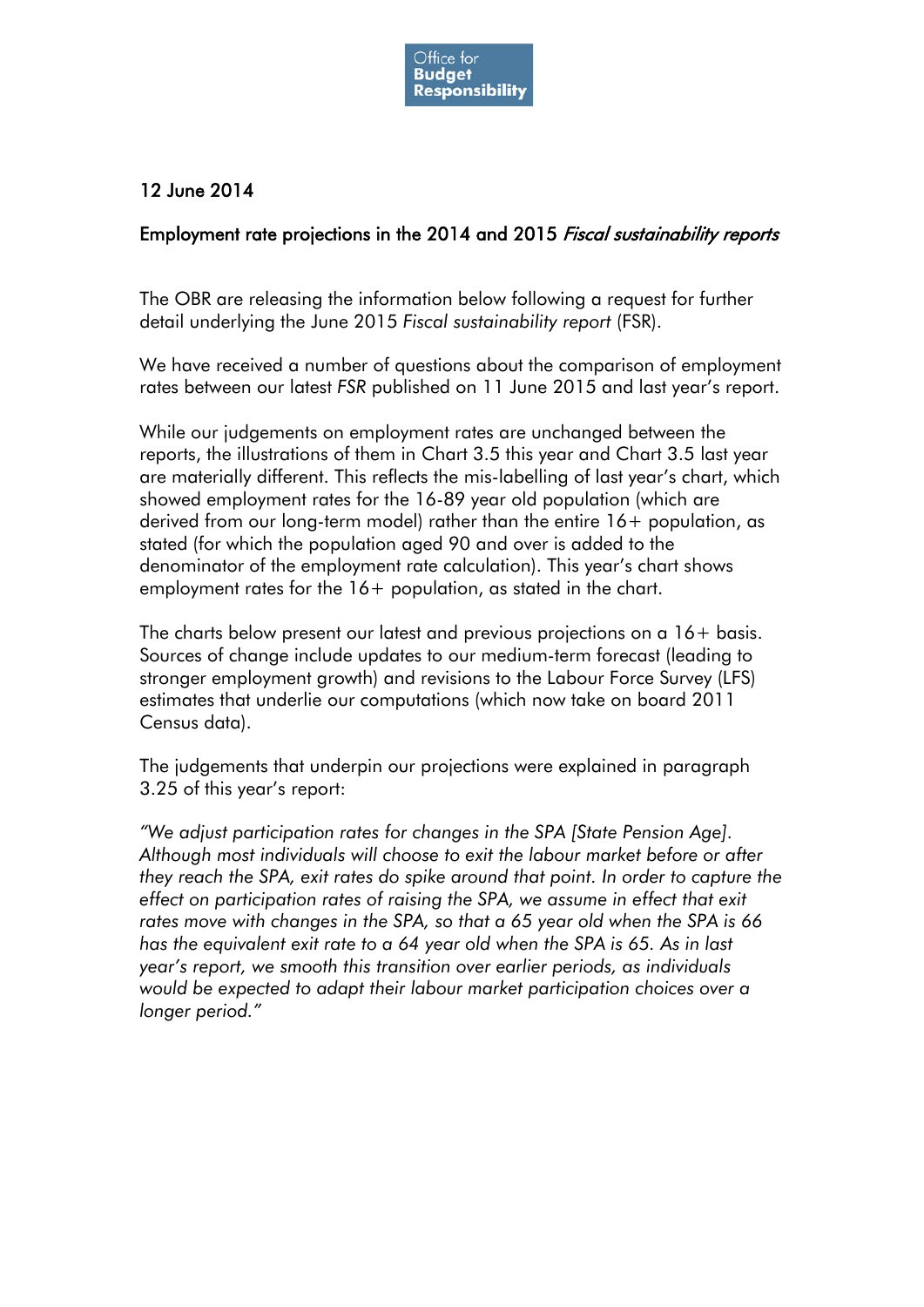Office for
**Budget**
**Responsibility**

12 June 2014

## Employment rate projections in the 2014 and 2015 *Fiscal sustainability reports*

The OBR are releasing the information below following a request for further detail underlying the June 2015 *Fiscal sustainability report* (FSR).

We have received a number of questions about the comparison of employment rates between our latest *FSR* published on 11 June 2015 and last year's report.

While our judgements on employment rates are unchanged between the reports, the illustrations of them in Chart 3.5 this year and Chart 3.5 last year are materially different. This reflects the mis-labelling of last year's chart, which showed employment rates for the 16-89 year old population (which are derived from our long-term model) rather than the entire 16+ population, as stated (for which the population aged 90 and over is added to the denominator of the employment rate calculation). This year's chart shows employment rates for the 16+ population, as stated in the chart.

The charts below present our latest and previous projections on a 16+ basis. Sources of change include updates to our medium-term forecast (leading to stronger employment growth) and revisions to the Labour Force Survey (LFS) estimates that underlie our computations (which now take on board 2011 Census data).

The judgements that underpin our projections were explained in paragraph 3.25 of this year's report:

*"We adjust participation rates for changes in the SPA [State Pension Age]. Although most individuals will choose to exit the labour market before or after they reach the SPA, exit rates do spike around that point. In order to capture the effect on participation rates of raising the SPA, we assume in effect that exit rates move with changes in the SPA, so that a 65 year old when the SPA is 66 has the equivalent exit rate to a 64 year old when the SPA is 65. As in last year's report, we smooth this transition over earlier periods, as individuals would be expected to adapt their labour market participation choices over a longer period."*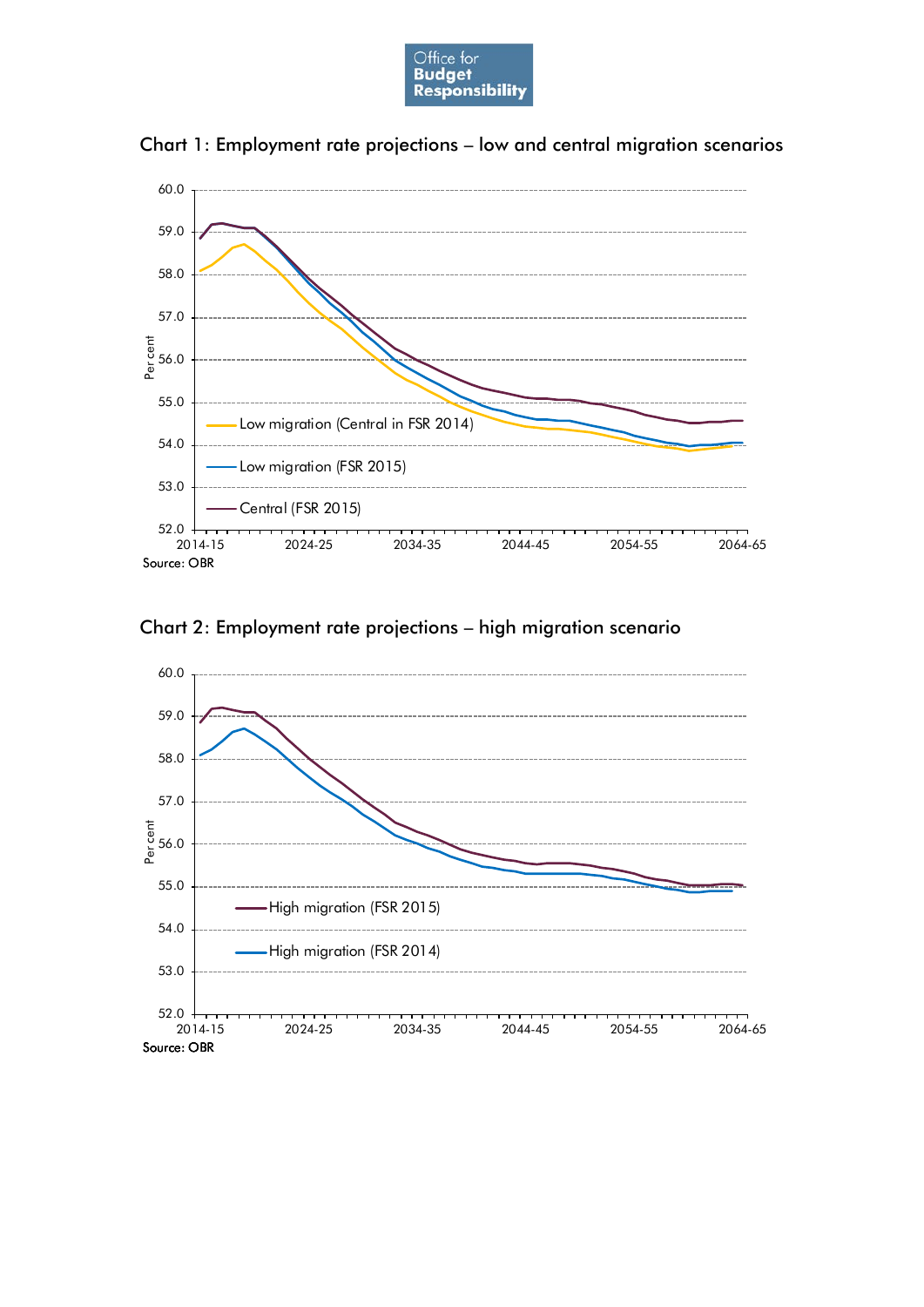## Chart 1: Employment rate projections – low and central migration scenarios

Source: OBR

## Chart 2: Employment rate projections – high migration scenario

Source: OBR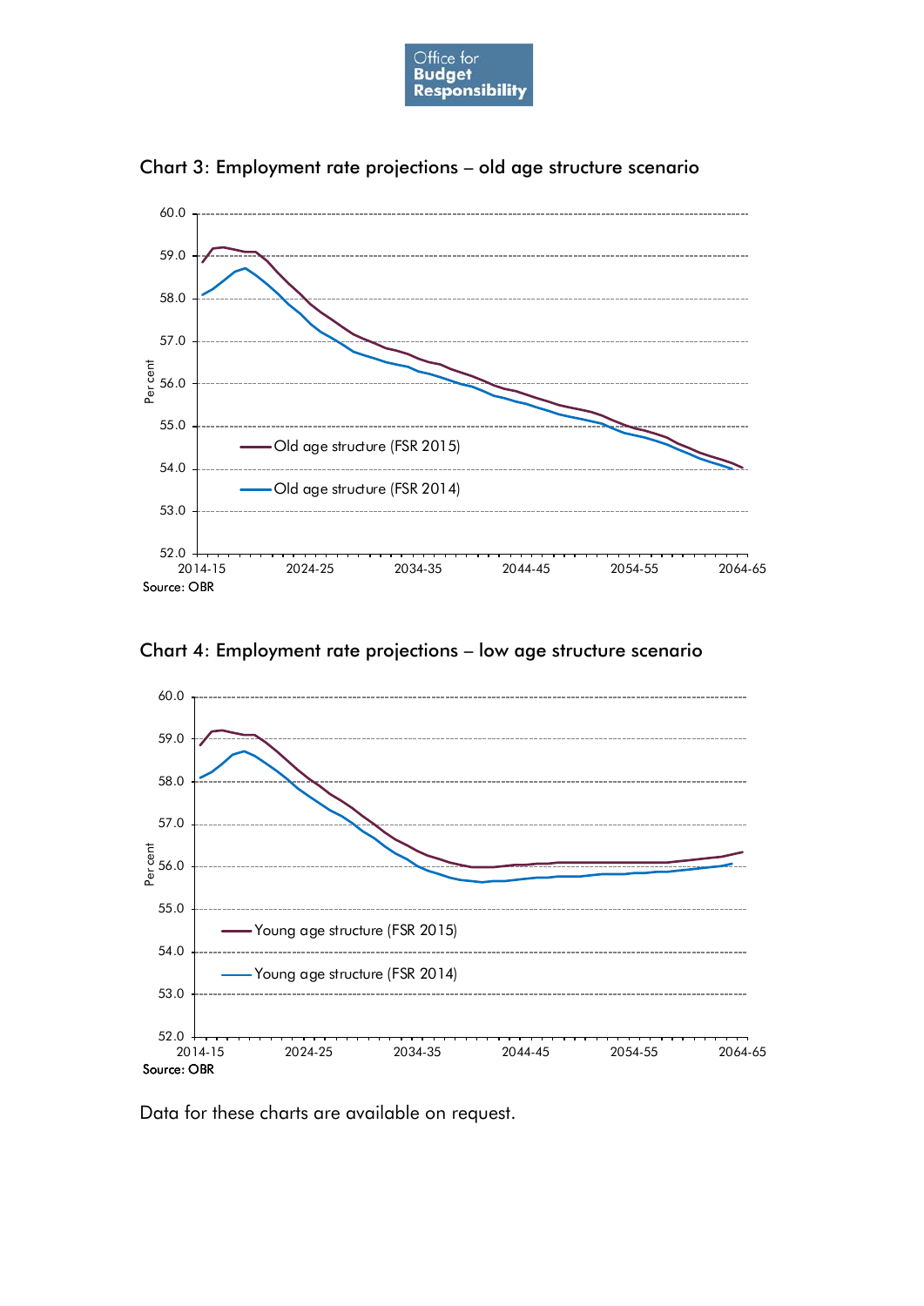Office for Budget Responsibility

## Chart 3: Employment rate projections – old age structure scenario

60.0
59.0
58.0
57.0
56.0
55.0
54.0
53.0
52.0

Per cent

2014-15
2024-25
2034-35
2044-45
2054-55
2064-65

Old age structure (FSR 2015)
Old age structure (FSR 2014)

Source: OBR

## Chart 4: Employment rate projections – low age structure scenario

60.0
59.0
58.0
57.0
56.0
55.0
54.0
53.0
52.0

Per cent

2014-15
2024-25
2034-35
2044-45
2054-55
2064-65

Young age structure (FSR 2015)
Young age structure (FSR 2014)

Source: OBR

Data for these charts are available on request.